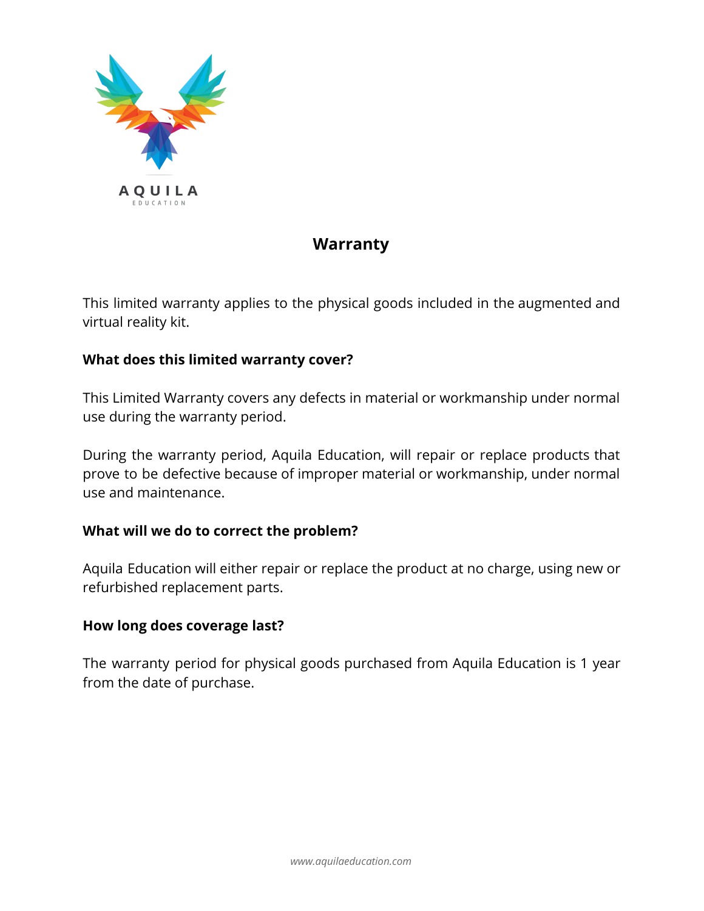AQUILA

EDUCATION

# Warranty

This limited warranty applies to the physical goods included in the augmented and virtual reality kit.

**What does this limited warranty cover?**

This Limited Warranty covers any defects in material or workmanship under normal use during the warranty period.

During the warranty period, Aquila Education, will repair or replace products that prove to be defective because of improper material or workmanship, under normal use and maintenance.

**What will we do to correct the problem?**

Aquila Education will either repair or replace the product at no charge, using new or refurbished replacement parts.

**How long does coverage last?**

The warranty period for physical goods purchased from Aquila Education is 1 year from the date of purchase.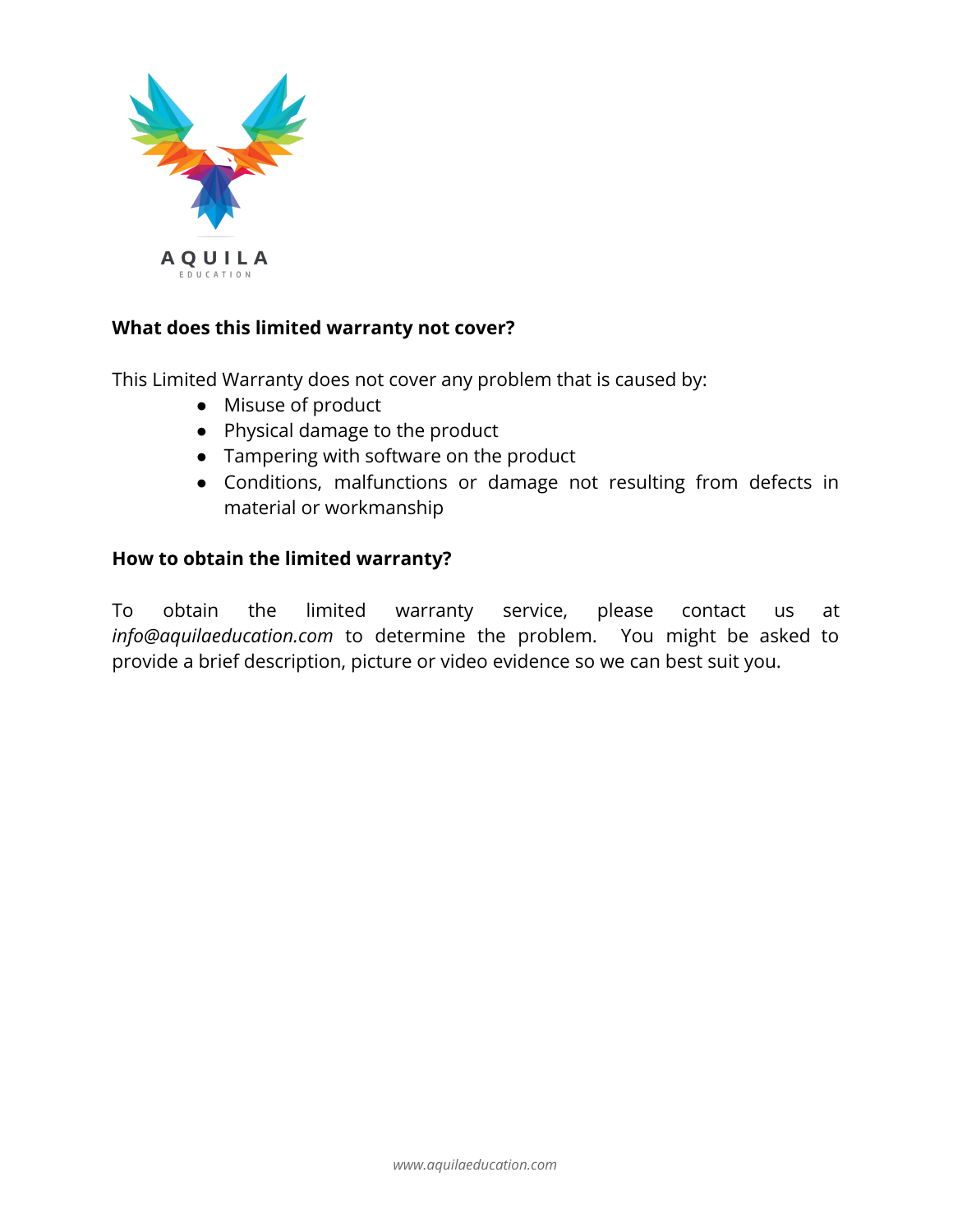AQUILA
EDUCATION

**What does this limited warranty not cover?**

This Limited Warranty does not cover any problem that is caused by:

- Misuse of product
- Physical damage to the product
- Tampering with software on the product
- Conditions, malfunctions or damage not resulting from defects in material or workmanship

**How to obtain the limited warranty?**

To obtain the limited warranty service, please contact us at *info@aquilaeducation.com* to determine the problem. You might be asked to provide a brief description, picture or video evidence so we can best suit you.